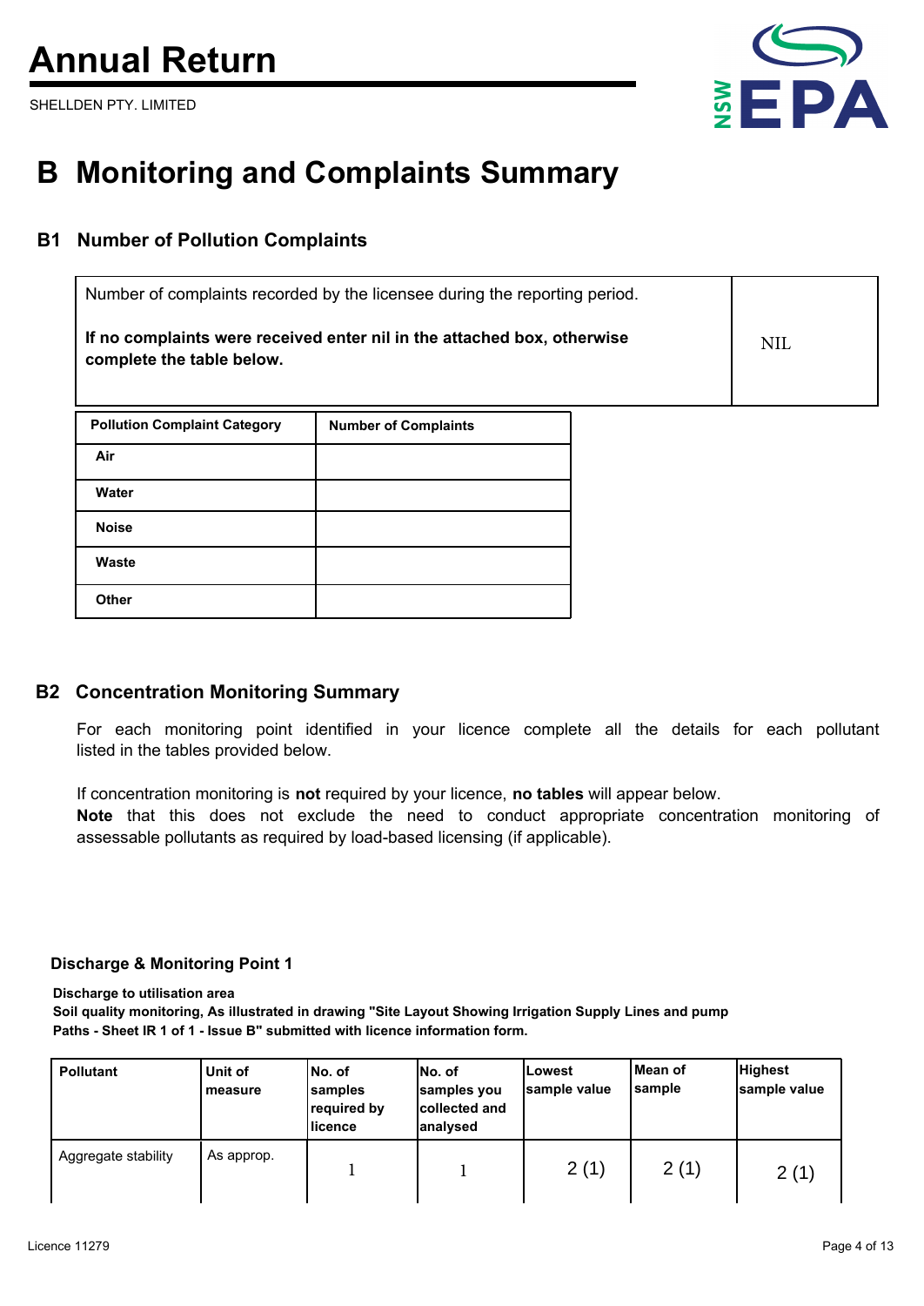# Annual Return

SHELLDEN PTY. LIMITED

# B Monitoring and Complaints Summary

## B1 Number of Pollution Complaints

| Number of complaints recorded by the licensee during the reporting period.<br><br>**If no complaints were received enter nil in the attached box, otherwise complete the table below.** | NIL |
|---|---|

| Pollution Complaint Category | Number of Complaints |
|---|---|
| **Air** | |
| **Water** | |
| **Noise** | |
| **Waste** | |
| **Other** | |

## B2 Concentration Monitoring Summary

For each monitoring point identified in your licence complete all the details for each pollutant listed in the tables provided below.

If concentration monitoring is **not** required by your licence, **no tables** will appear below.
**Note** that this does not exclude the need to conduct appropriate concentration monitoring of assessable pollutants as required by load-based licensing (if applicable).

### Discharge & Monitoring Point 1

**Discharge to utilisation area**
**Soil quality monitoring, As illustrated in drawing "Site Layout Showing Irrigation Supply Lines and pump Paths - Sheet IR 1 of 1 - Issue B" submitted with licence information form.**

| Pollutant | Unit of measure | No. of samples required by licence | No. of samples you collected and analysed | Lowest sample value | Mean of sample | Highest sample value |
|---|---|---|---|---|---|---|
| Aggregate stability | As approp. | 1 | 1 | 2 (1) | 2 (1) | 2 (1) |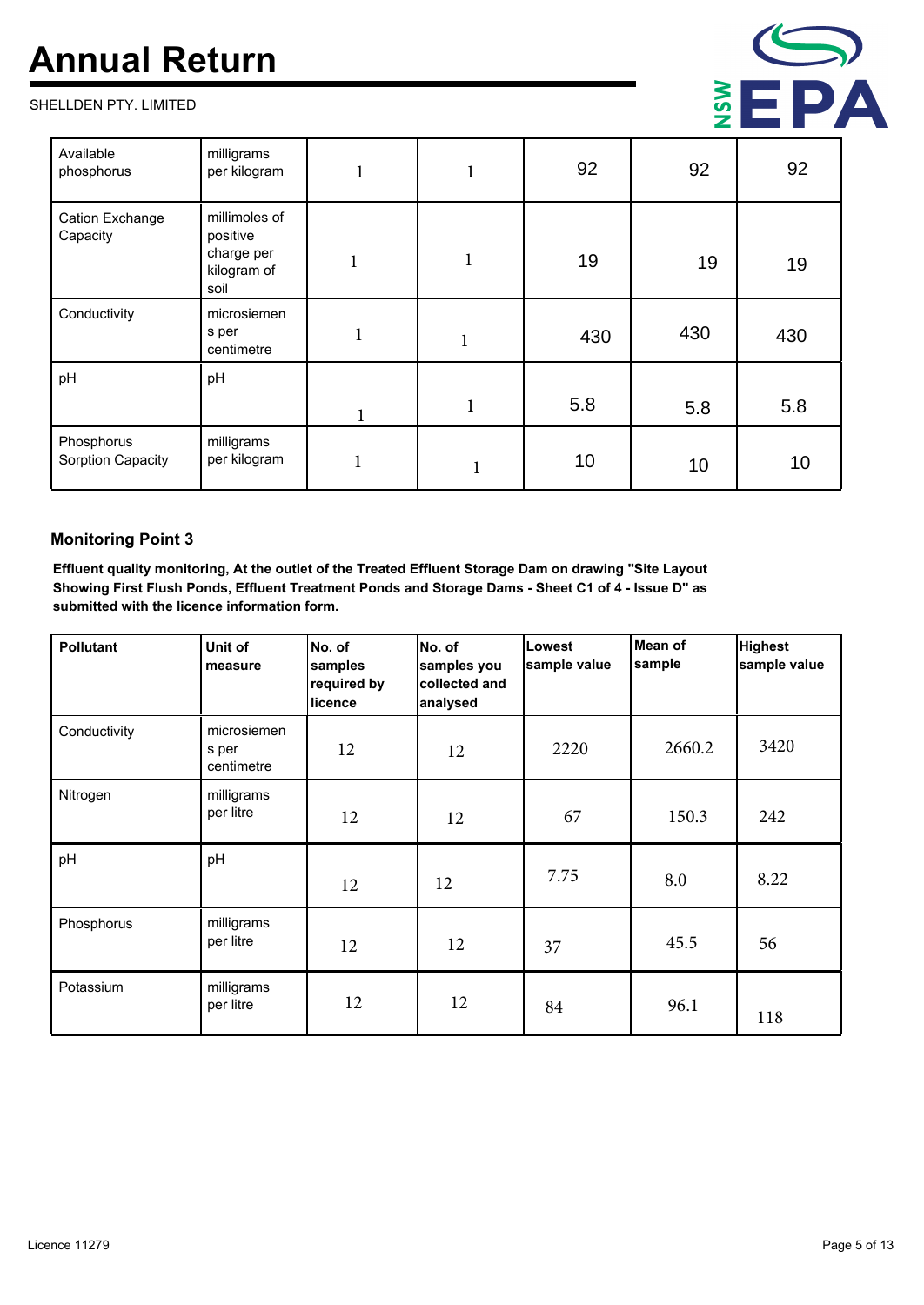| Available phosphorus | milligrams per kilogram | 1 | 1 | 92 | 92 | 92 |
|---|---|---|---|---|---|---|
| Cation Exchange Capacity | millimoles of positive charge per kilogram of soil | 1 | 1 | 19 | 19 | 19 |
| Conductivity | microsiemens per centimetre | 1 | 1 | 430 | 430 | 430 |
| pH | pH | 1 | 1 | 5.8 | 5.8 | 5.8 |
| Phosphorus Sorption Capacity | milligrams per kilogram | 1 | 1 | 10 | 10 | 10 |

## Monitoring Point 3

**Effluent quality monitoring, At the outlet of the Treated Effluent Storage Dam on drawing "Site Layout Showing First Flush Ponds, Effluent Treatment Ponds and Storage Dams - Sheet C1 of 4 - Issue D" as submitted with the licence information form.**

| Pollutant | Unit of measure | No. of samples required by licence | No. of samples you collected and analysed | Lowest sample value | Mean of sample | Highest sample value |
|---|---|---|---|---|---|---|
| Conductivity | microsiemens per centimetre | 12 | 12 | 2220 | 2660.2 | 3420 |
| Nitrogen | milligrams per litre | 12 | 12 | 67 | 150.3 | 242 |
| pH | pH | 12 | 12 | 7.75 | 8.0 | 8.22 |
| Phosphorus | milligrams per litre | 12 | 12 | 37 | 45.5 | 56 |
| Potassium | milligrams per litre | 12 | 12 | 84 | 96.1 | 118 |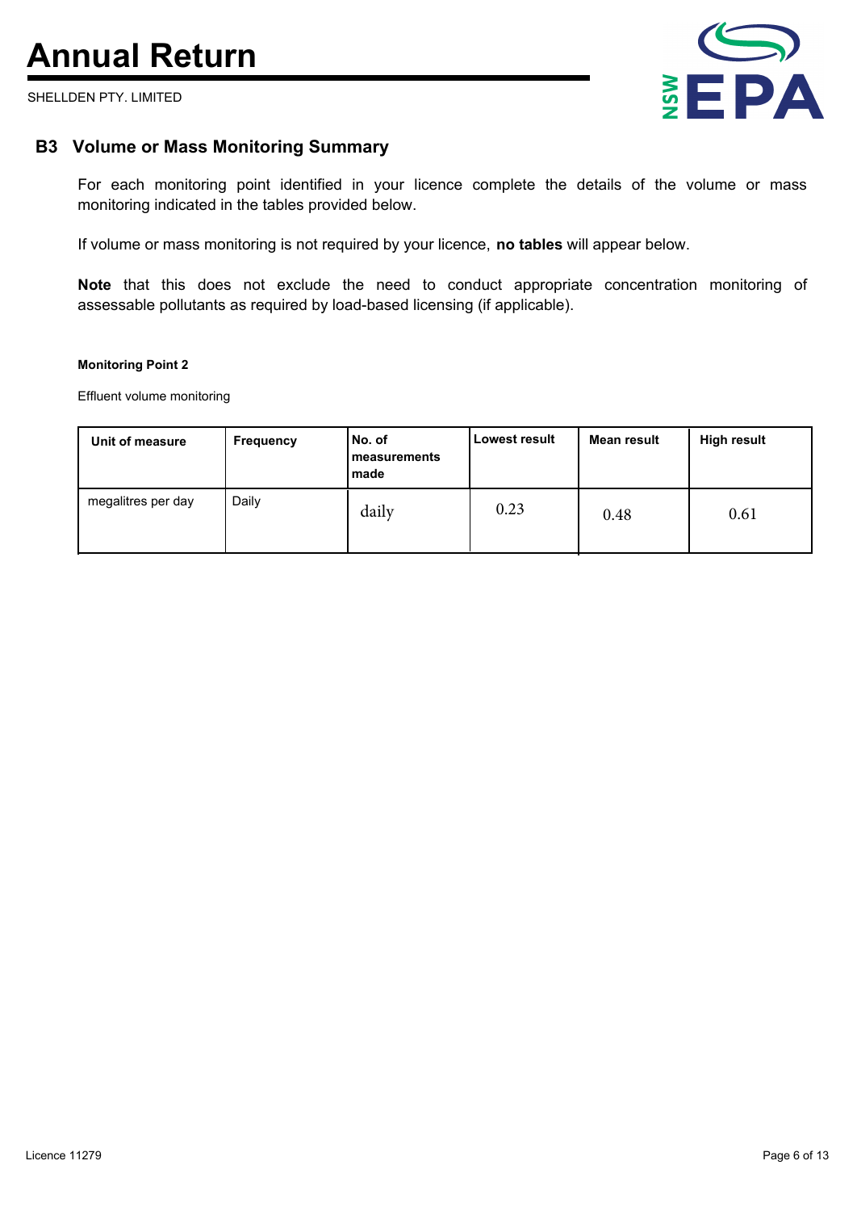# Annual Return

SHELLDEN PTY. LIMITED

## B3 Volume or Mass Monitoring Summary

For each monitoring point identified in your licence complete the details of the volume or mass monitoring indicated in the tables provided below.

If volume or mass monitoring is not required by your licence, **no tables** will appear below.

**Note** that this does not exclude the need to conduct appropriate concentration monitoring of assessable pollutants as required by load-based licensing (if applicable).

**Monitoring Point 2**

Effluent volume monitoring

| Unit of measure | Frequency | No. of measurements made | Lowest result | Mean result | High result |
|---|---|---|---|---|---|
| megalitres per day | Daily | daily | 0.23 | 0.48 | 0.61 |